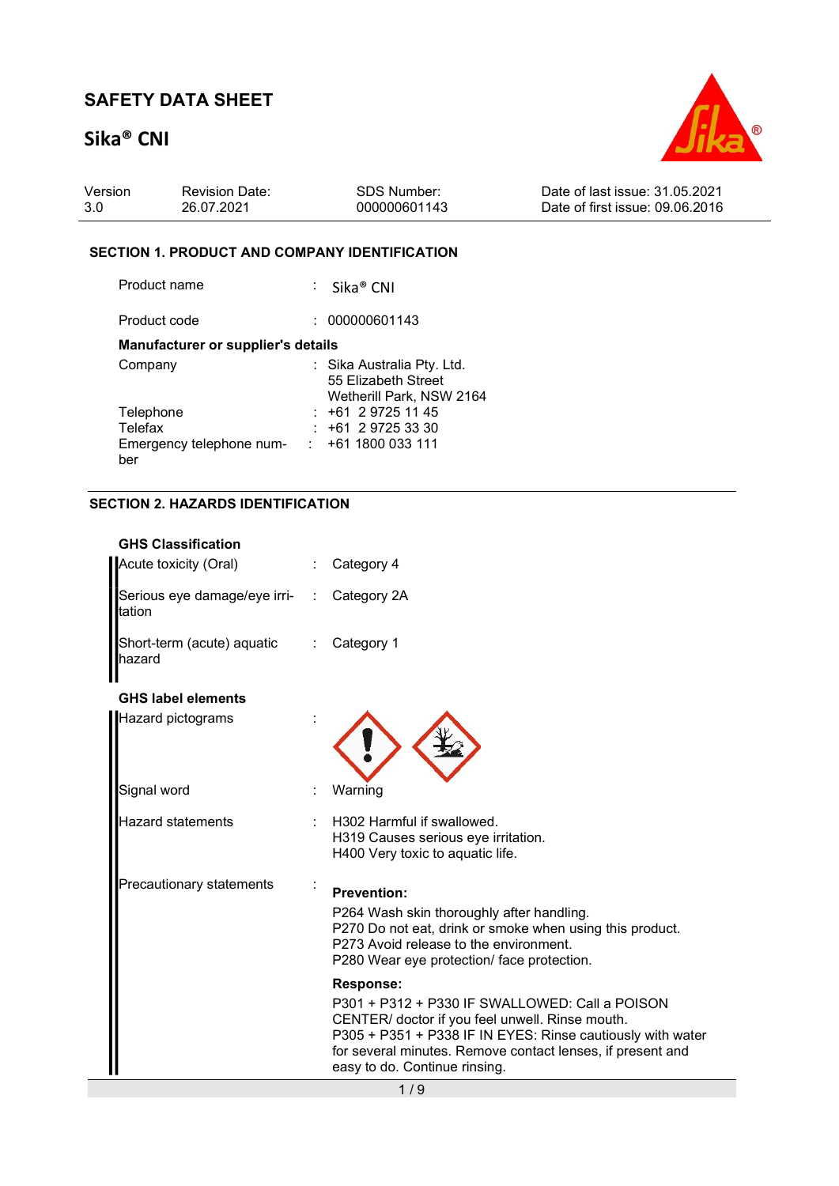# SAFETY DATA SHEET

## Sika® CNI

| Version | Revision Date: | SDS Number: | Date of last issue: 31.05.2021 |
|---|---|---|---|
| 3.0 | 26.07.2021 | 000000601143 | Date of first issue: 09.06.2016 |

### SECTION 1. PRODUCT AND COMPANY IDENTIFICATION

Product name : Sika® CNI

Product code : 000000601143

**Manufacturer or supplier's details**

Company : Sika Australia Pty. Ltd.
55 Elizabeth Street
Wetherill Park, NSW 2164

Telephone : +61 2 9725 11 45

Telefax : +61 2 9725 33 30

Emergency telephone number : +61 1800 033 111

### SECTION 2. HAZARDS IDENTIFICATION

**GHS Classification**

Acute toxicity (Oral) : Category 4

Serious eye damage/eye irritation : Category 2A

Short-term (acute) aquatic hazard : Category 1

**GHS label elements**

Hazard pictograms :

Signal word : Warning

Hazard statements : H302 Harmful if swallowed.
H319 Causes serious eye irritation.
H400 Very toxic to aquatic life.

Precautionary statements :

**Prevention:**

P264 Wash skin thoroughly after handling.
P270 Do not eat, drink or smoke when using this product.
P273 Avoid release to the environment.
P280 Wear eye protection/ face protection.

**Response:**

P301 + P312 + P330 IF SWALLOWED: Call a POISON CENTER/ doctor if you feel unwell. Rinse mouth.
P305 + P351 + P338 IF IN EYES: Rinse cautiously with water for several minutes. Remove contact lenses, if present and easy to do. Continue rinsing.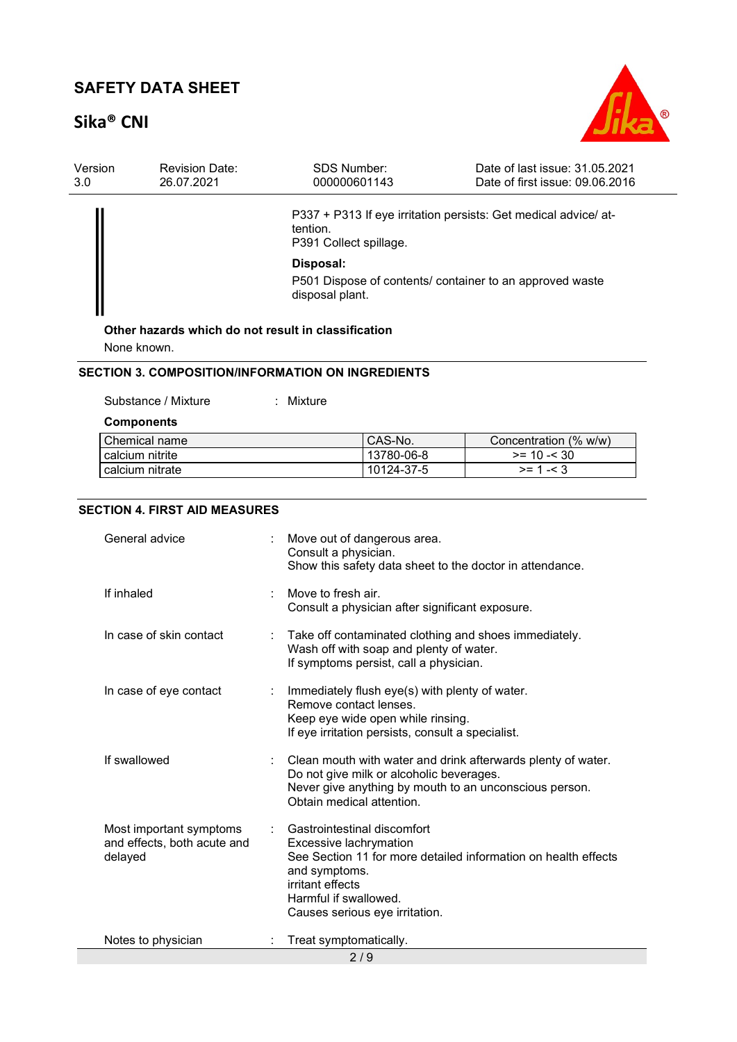P337 + P313 If eye irritation persists: Get medical advice/ attention.
P391 Collect spillage.

**Disposal:**

P501 Dispose of contents/ container to an approved waste disposal plant.

**Other hazards which do not result in classification**

None known.

## SECTION 3. COMPOSITION/INFORMATION ON INGREDIENTS

Substance / Mixture : Mixture

**Components**

| Chemical name | CAS-No. | Concentration (% w/w) |
|---|---|---|
| calcium nitrite | 13780-06-8 | >= 10 -< 30 |
| calcium nitrate | 10124-37-5 | >= 1 -< 3 |

## SECTION 4. FIRST AID MEASURES

General advice : Move out of dangerous area.
Consult a physician.
Show this safety data sheet to the doctor in attendance.

If inhaled : Move to fresh air.
Consult a physician after significant exposure.

In case of skin contact : Take off contaminated clothing and shoes immediately.
Wash off with soap and plenty of water.
If symptoms persist, call a physician.

In case of eye contact : Immediately flush eye(s) with plenty of water.
Remove contact lenses.
Keep eye wide open while rinsing.
If eye irritation persists, consult a specialist.

If swallowed : Clean mouth with water and drink afterwards plenty of water.
Do not give milk or alcoholic beverages.
Never give anything by mouth to an unconscious person.
Obtain medical attention.

Most important symptoms and effects, both acute and delayed : Gastrointestinal discomfort
Excessive lachrymation
See Section 11 for more detailed information on health effects and symptoms.
irritant effects
Harmful if swallowed.
Causes serious eye irritation.

Notes to physician : Treat symptomatically.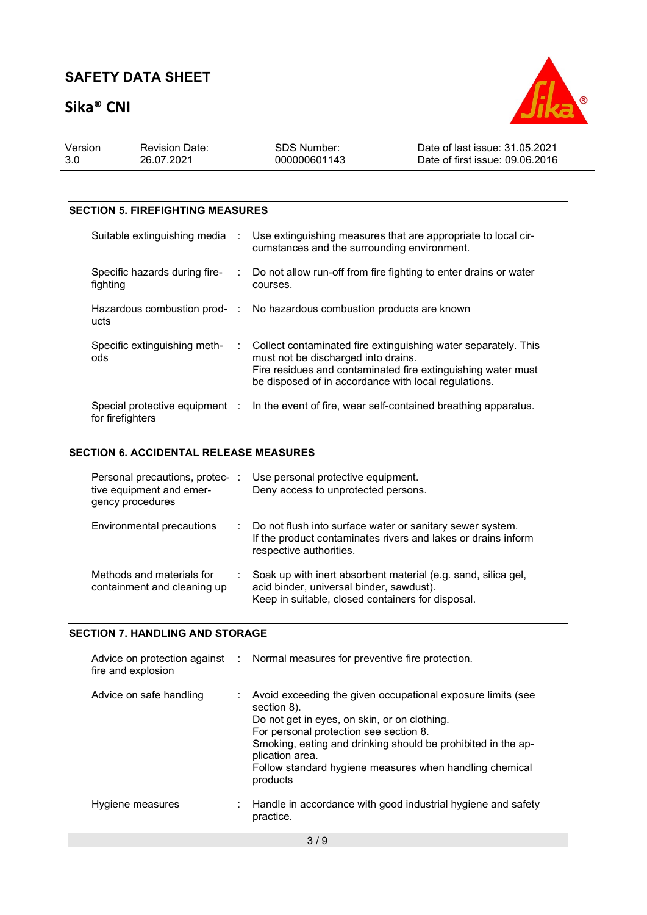## SECTION 5. FIREFIGHTING MEASURES

| | |
|---|---|
| Suitable extinguishing media | Use extinguishing measures that are appropriate to local circumstances and the surrounding environment. |
| Specific hazards during firefighting | Do not allow run-off from fire fighting to enter drains or water courses. |
| Hazardous combustion products | No hazardous combustion products are known |
| Specific extinguishing methods | Collect contaminated fire extinguishing water separately. This must not be discharged into drains.<br>Fire residues and contaminated fire extinguishing water must be disposed of in accordance with local regulations. |
| Special protective equipment for firefighters | In the event of fire, wear self-contained breathing apparatus. |

## SECTION 6. ACCIDENTAL RELEASE MEASURES

| | |
|---|---|
| Personal precautions, protective equipment and emergency procedures | Use personal protective equipment.<br>Deny access to unprotected persons. |
| Environmental precautions | Do not flush into surface water or sanitary sewer system.<br>If the product contaminates rivers and lakes or drains inform respective authorities. |
| Methods and materials for containment and cleaning up | Soak up with inert absorbent material (e.g. sand, silica gel, acid binder, universal binder, sawdust).<br>Keep in suitable, closed containers for disposal. |

## SECTION 7. HANDLING AND STORAGE

| | |
|---|---|
| Advice on protection against fire and explosion | Normal measures for preventive fire protection. |
| Advice on safe handling | Avoid exceeding the given occupational exposure limits (see section 8).<br>Do not get in eyes, on skin, or on clothing.<br>For personal protection see section 8.<br>Smoking, eating and drinking should be prohibited in the application area.<br>Follow standard hygiene measures when handling chemical products |
| Hygiene measures | Handle in accordance with good industrial hygiene and safety practice. |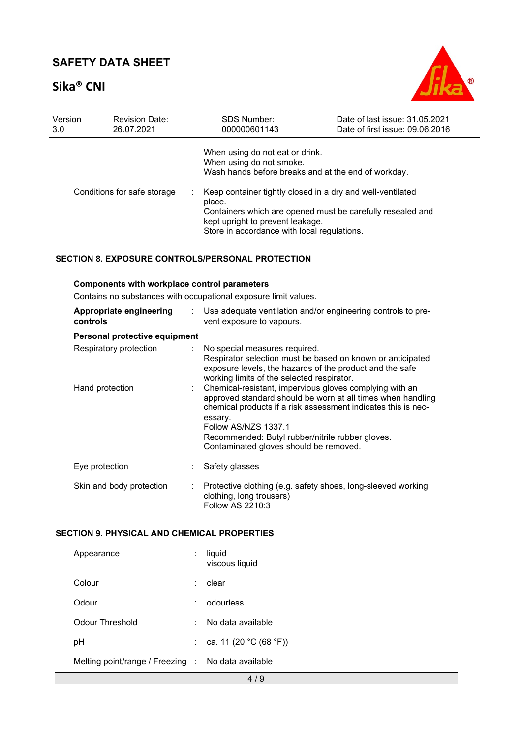| | | |
|---|---|---|
| | | When using do not eat or drink.<br>When using do not smoke.<br>Wash hands before breaks and at the end of workday. |
| Conditions for safe storage | : | Keep container tightly closed in a dry and well-ventilated place.<br>Containers which are opened must be carefully resealed and kept upright to prevent leakage.<br>Store in accordance with local regulations. |

## SECTION 8. EXPOSURE CONTROLS/PERSONAL PROTECTION

**Components with workplace control parameters**

Contains no substances with occupational exposure limit values.

| | | |
|---|---|---|
| **Appropriate engineering controls** | : | Use adequate ventilation and/or engineering controls to prevent exposure to vapours. |

**Personal protective equipment**

| | | |
|---|---|---|
| Respiratory protection | : | No special measures required.<br>Respirator selection must be based on known or anticipated exposure levels, the hazards of the product and the safe working limits of the selected respirator. |
| Hand protection | : | Chemical-resistant, impervious gloves complying with an approved standard should be worn at all times when handling chemical products if a risk assessment indicates this is necessary.<br>Follow AS/NZS 1337.1<br>Recommended: Butyl rubber/nitrile rubber gloves.<br>Contaminated gloves should be removed. |
| Eye protection | : | Safety glasses |
| Skin and body protection | : | Protective clothing (e.g. safety shoes, long-sleeved working clothing, long trousers)<br>Follow AS 2210:3 |

## SECTION 9. PHYSICAL AND CHEMICAL PROPERTIES

| | | |
|---|---|---|
| Appearance | : | liquid<br>viscous liquid |
| Colour | : | clear |
| Odour | : | odourless |
| Odour Threshold | : | No data available |
| pH | : | ca. 11 (20 °C (68 °F)) |
| Melting point/range / Freezing | : | No data available |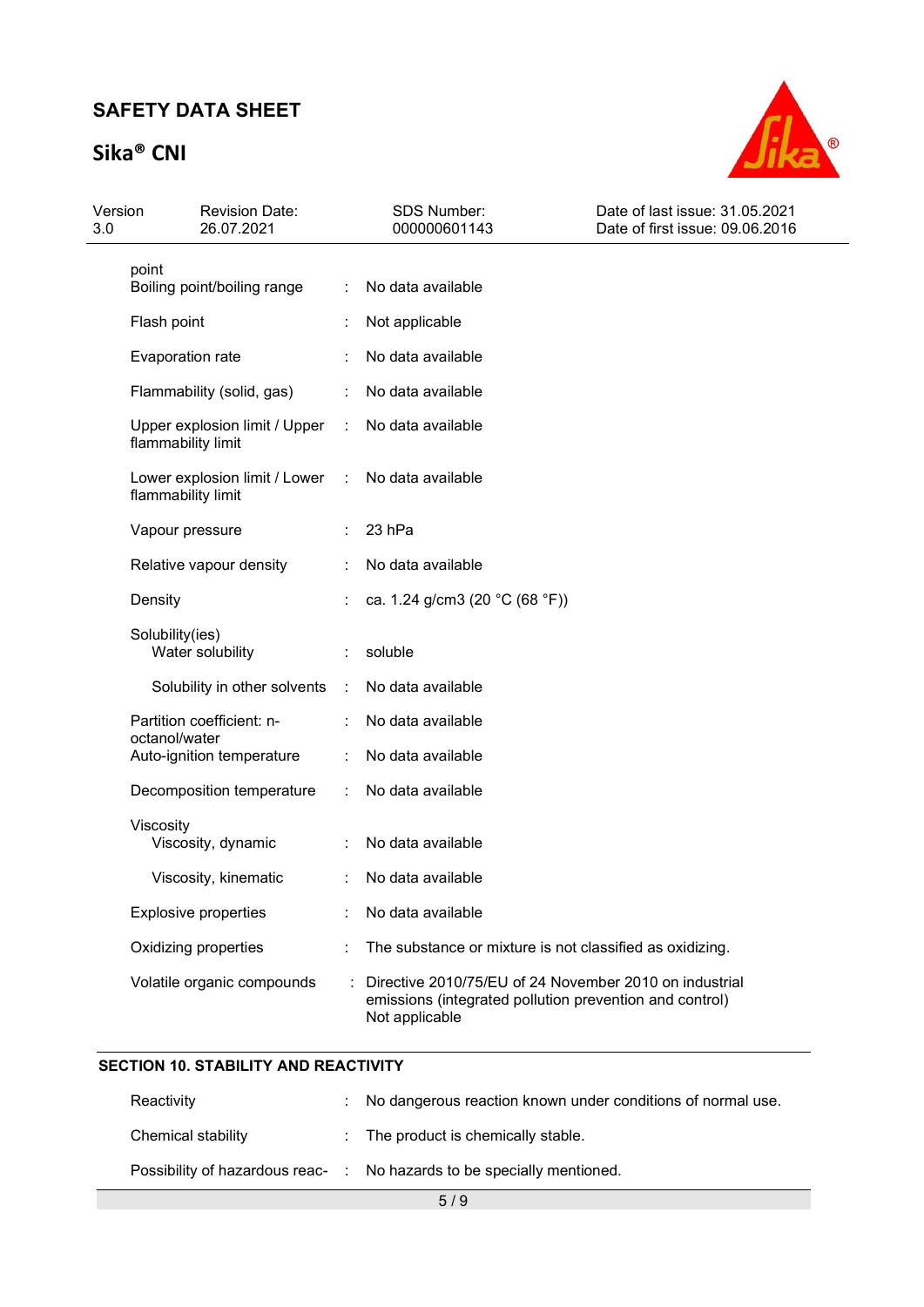| | | |
|---|---|---|
| point | | |
| Boiling point/boiling range | : | No data available |
| Flash point | : | Not applicable |
| Evaporation rate | : | No data available |
| Flammability (solid, gas) | : | No data available |
| Upper explosion limit / Upper flammability limit | : | No data available |
| Lower explosion limit / Lower flammability limit | : | No data available |
| Vapour pressure | : | 23 hPa |
| Relative vapour density | : | No data available |
| Density | : | ca. 1.24 g/cm3 (20 °C (68 °F)) |
| Solubility(ies) | | |
| Water solubility | : | soluble |
| Solubility in other solvents | : | No data available |
| Partition coefficient: n-octanol/water | : | No data available |
| Auto-ignition temperature | : | No data available |
| Decomposition temperature | : | No data available |
| Viscosity | | |
| Viscosity, dynamic | : | No data available |
| Viscosity, kinematic | : | No data available |
| Explosive properties | : | No data available |
| Oxidizing properties | : | The substance or mixture is not classified as oxidizing. |
| Volatile organic compounds | : | Directive 2010/75/EU of 24 November 2010 on industrial emissions (integrated pollution prevention and control)<br>Not applicable |

## SECTION 10. STABILITY AND REACTIVITY

| | | |
|---|---|---|
| Reactivity | : | No dangerous reaction known under conditions of normal use. |
| Chemical stability | : | The product is chemically stable. |
| Possibility of hazardous reac- | : | No hazards to be specially mentioned. |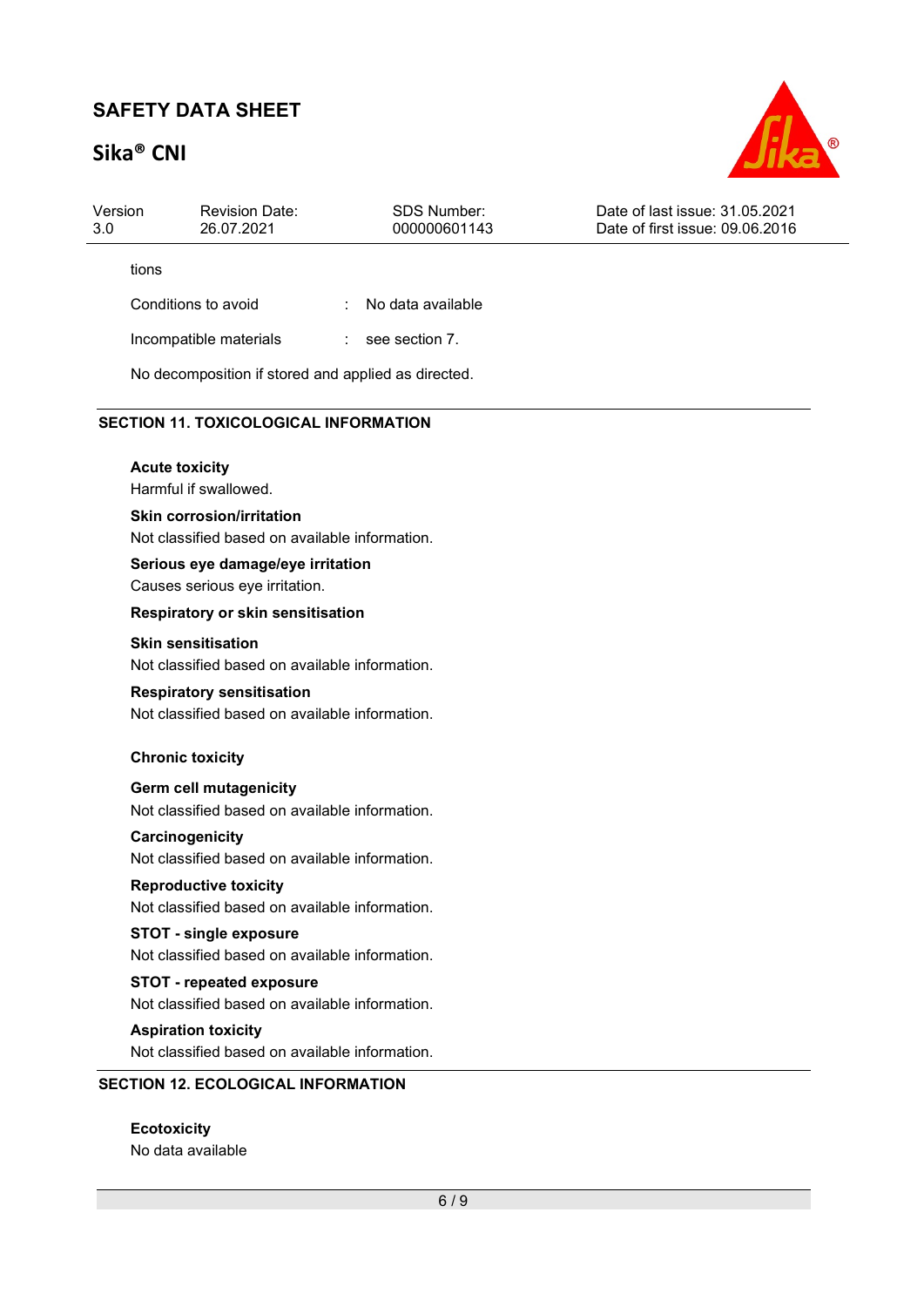tions

| | | |
|---|---|---|
| Conditions to avoid | : | No data available |
| Incompatible materials | : | see section 7. |

No decomposition if stored and applied as directed.

## SECTION 11. TOXICOLOGICAL INFORMATION

**Acute toxicity**
Harmful if swallowed.

**Skin corrosion/irritation**
Not classified based on available information.

**Serious eye damage/eye irritation**
Causes serious eye irritation.

**Respiratory or skin sensitisation**

**Skin sensitisation**
Not classified based on available information.

**Respiratory sensitisation**
Not classified based on available information.

**Chronic toxicity**

**Germ cell mutagenicity**
Not classified based on available information.

**Carcinogenicity**
Not classified based on available information.

**Reproductive toxicity**
Not classified based on available information.

**STOT - single exposure**
Not classified based on available information.

**STOT - repeated exposure**
Not classified based on available information.

**Aspiration toxicity**
Not classified based on available information.

## SECTION 12. ECOLOGICAL INFORMATION

**Ecotoxicity**
No data available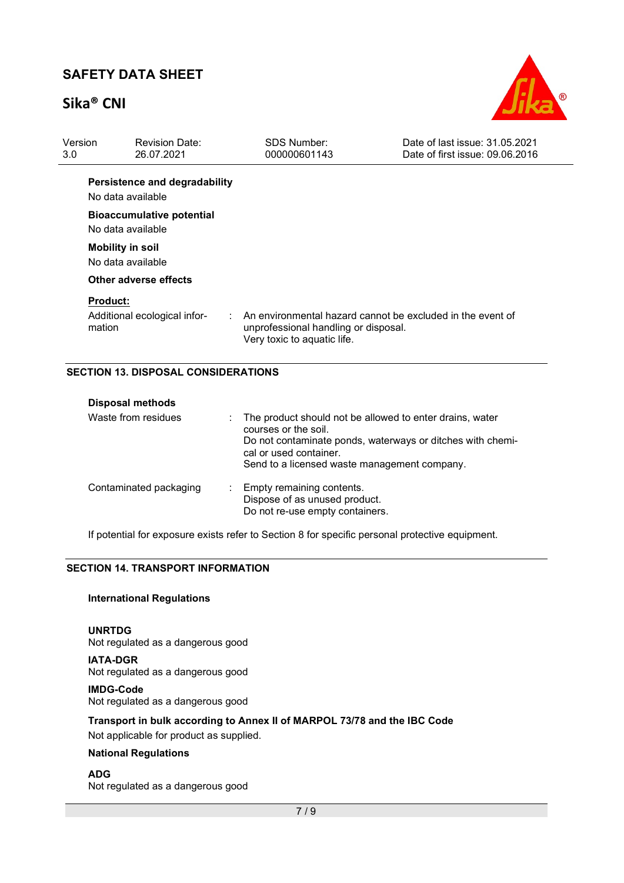**Persistence and degradability**

No data available

**Bioaccumulative potential**

No data available

**Mobility in soil**

No data available

**Other adverse effects**

**Product:**

Additional ecological information : An environmental hazard cannot be excluded in the event of unprofessional handling or disposal.
Very toxic to aquatic life.

## SECTION 13. DISPOSAL CONSIDERATIONS

**Disposal methods**

Waste from residues : The product should not be allowed to enter drains, water courses or the soil.
Do not contaminate ponds, waterways or ditches with chemical or used container.
Send to a licensed waste management company.

Contaminated packaging : Empty remaining contents.
Dispose of as unused product.
Do not re-use empty containers.

If potential for exposure exists refer to Section 8 for specific personal protective equipment.

## SECTION 14. TRANSPORT INFORMATION

**International Regulations**

**UNRTDG**
Not regulated as a dangerous good

**IATA-DGR**
Not regulated as a dangerous good

**IMDG-Code**
Not regulated as a dangerous good

**Transport in bulk according to Annex II of MARPOL 73/78 and the IBC Code**

Not applicable for product as supplied.

**National Regulations**

**ADG**
Not regulated as a dangerous good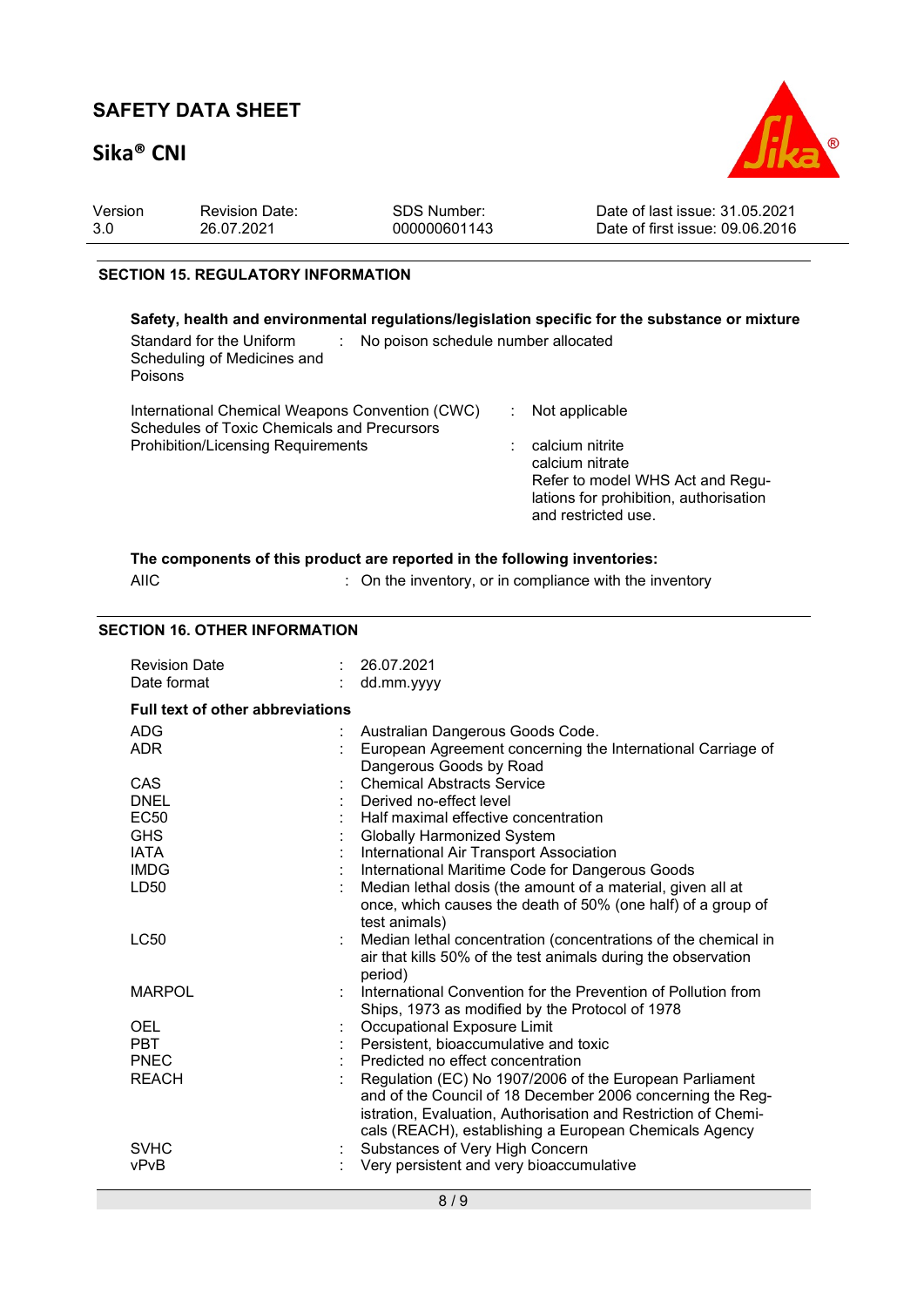## SECTION 15. REGULATORY INFORMATION

**Safety, health and environmental regulations/legislation specific for the substance or mixture**

| | | |
|---|---|---|
| Standard for the Uniform Scheduling of Medicines and Poisons | : | No poison schedule number allocated |
| International Chemical Weapons Convention (CWC) Schedules of Toxic Chemicals and Precursors | : | Not applicable |
| Prohibition/Licensing Requirements | : | calcium nitrite<br>calcium nitrate<br>Refer to model WHS Act and Regulations for prohibition, authorisation and restricted use. |

**The components of this product are reported in the following inventories:**

| | | |
|---|---|---|
| AIIC | : | On the inventory, or in compliance with the inventory |

## SECTION 16. OTHER INFORMATION

| | | |
|---|---|---|
| Revision Date | : | 26.07.2021 |
| Date format | : | dd.mm.yyyy |

**Full text of other abbreviations**

| | | |
|---|---|---|
| ADG | : | Australian Dangerous Goods Code. |
| ADR | : | European Agreement concerning the International Carriage of Dangerous Goods by Road |
| CAS | : | Chemical Abstracts Service |
| DNEL | : | Derived no-effect level |
| EC50 | : | Half maximal effective concentration |
| GHS | : | Globally Harmonized System |
| IATA | : | International Air Transport Association |
| IMDG | : | International Maritime Code for Dangerous Goods |
| LD50 | : | Median lethal dosis (the amount of a material, given all at once, which causes the death of 50% (one half) of a group of test animals) |
| LC50 | : | Median lethal concentration (concentrations of the chemical in air that kills 50% of the test animals during the observation period) |
| MARPOL | : | International Convention for the Prevention of Pollution from Ships, 1973 as modified by the Protocol of 1978 |
| OEL | : | Occupational Exposure Limit |
| PBT | : | Persistent, bioaccumulative and toxic |
| PNEC | : | Predicted no effect concentration |
| REACH | : | Regulation (EC) No 1907/2006 of the European Parliament and of the Council of 18 December 2006 concerning the Registration, Evaluation, Authorisation and Restriction of Chemicals (REACH), establishing a European Chemicals Agency |
| SVHC | : | Substances of Very High Concern |
| vPvB | : | Very persistent and very bioaccumulative |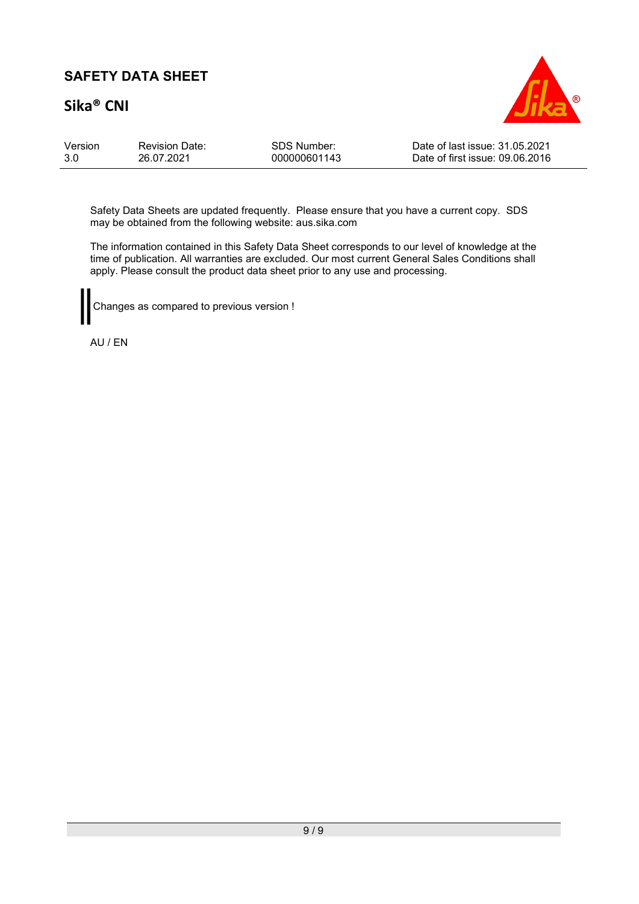Safety Data Sheets are updated frequently. Please ensure that you have a current copy. SDS may be obtained from the following website: aus.sika.com

The information contained in this Safety Data Sheet corresponds to our level of knowledge at the time of publication. All warranties are excluded. Our most current General Sales Conditions shall apply. Please consult the product data sheet prior to any use and processing.

Changes as compared to previous version !

AU / EN